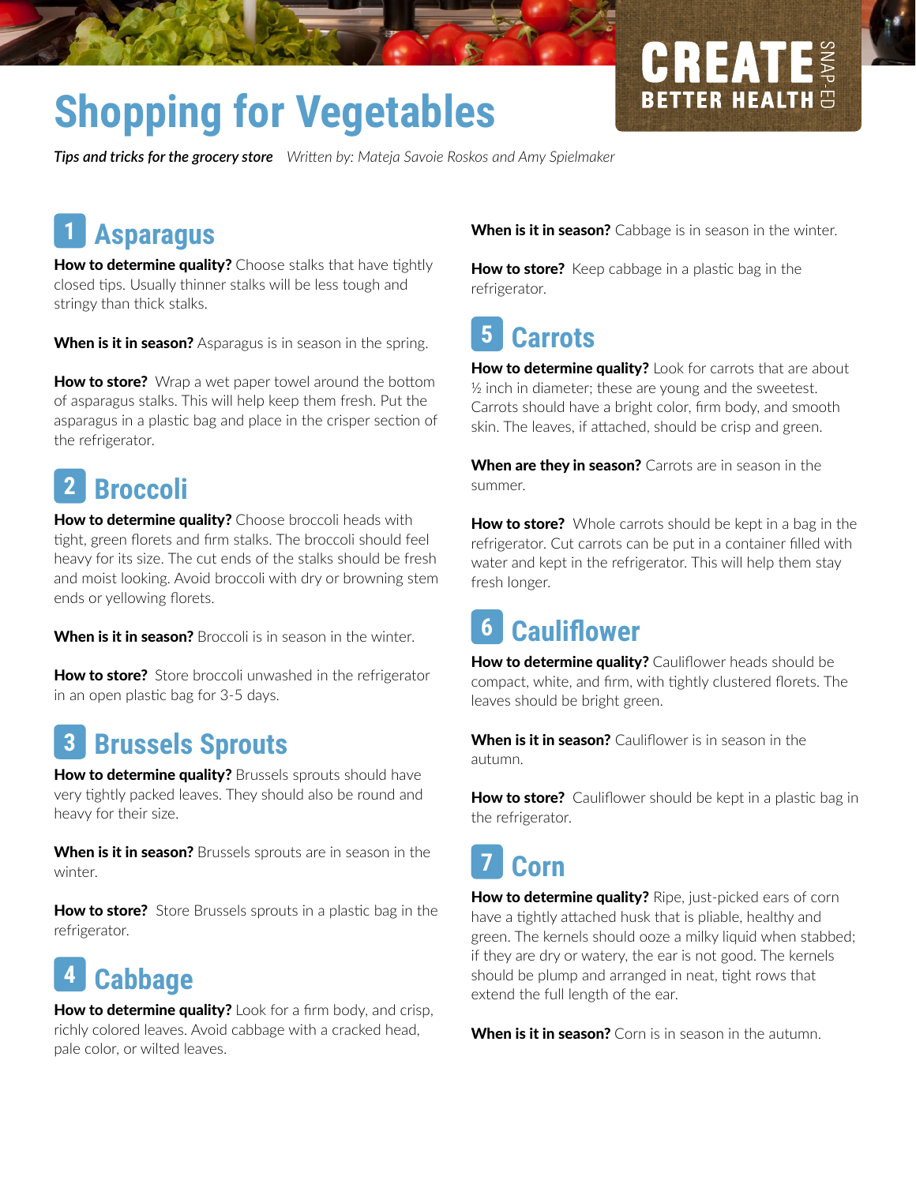# Shopping for Vegetables

CREATE BETTER HEALTH SNAP-ED

***Tips and tricks for the grocery store*** *Written by: Mateja Savoie Roskos and Amy Spielmaker*

## 1 Asparagus

**How to determine quality?** Choose stalks that have tightly closed tips. Usually thinner stalks will be less tough and stringy than thick stalks.

**When is it in season?** Asparagus is in season in the spring.

**How to store?** Wrap a wet paper towel around the bottom of asparagus stalks. This will help keep them fresh. Put the asparagus in a plastic bag and place in the crisper section of the refrigerator.

## 2 Broccoli

**How to determine quality?** Choose broccoli heads with tight, green florets and firm stalks. The broccoli should feel heavy for its size. The cut ends of the stalks should be fresh and moist looking. Avoid broccoli with dry or browning stem ends or yellowing florets.

**When is it in season?** Broccoli is in season in the winter.

**How to store?** Store broccoli unwashed in the refrigerator in an open plastic bag for 3-5 days.

## 3 Brussels Sprouts

**How to determine quality?** Brussels sprouts should have very tightly packed leaves. They should also be round and heavy for their size.

**When is it in season?** Brussels sprouts are in season in the winter.

**How to store?** Store Brussels sprouts in a plastic bag in the refrigerator.

## 4 Cabbage

**How to determine quality?** Look for a firm body, and crisp, richly colored leaves. Avoid cabbage with a cracked head, pale color, or wilted leaves.

**When is it in season?** Cabbage is in season in the winter.

**How to store?** Keep cabbage in a plastic bag in the refrigerator.

## 5 Carrots

**How to determine quality?** Look for carrots that are about ½ inch in diameter; these are young and the sweetest. Carrots should have a bright color, firm body, and smooth skin. The leaves, if attached, should be crisp and green.

**When are they in season?** Carrots are in season in the summer.

**How to store?** Whole carrots should be kept in a bag in the refrigerator. Cut carrots can be put in a container filled with water and kept in the refrigerator. This will help them stay fresh longer.

## 6 Cauliflower

**How to determine quality?** Cauliflower heads should be compact, white, and firm, with tightly clustered florets. The leaves should be bright green.

**When is it in season?** Cauliflower is in season in the autumn.

**How to store?** Cauliflower should be kept in a plastic bag in the refrigerator.

## 7 Corn

**How to determine quality?** Ripe, just-picked ears of corn have a tightly attached husk that is pliable, healthy and green. The kernels should ooze a milky liquid when stabbed; if they are dry or watery, the ear is not good. The kernels should be plump and arranged in neat, tight rows that extend the full length of the ear.

**When is it in season?** Corn is in season in the autumn.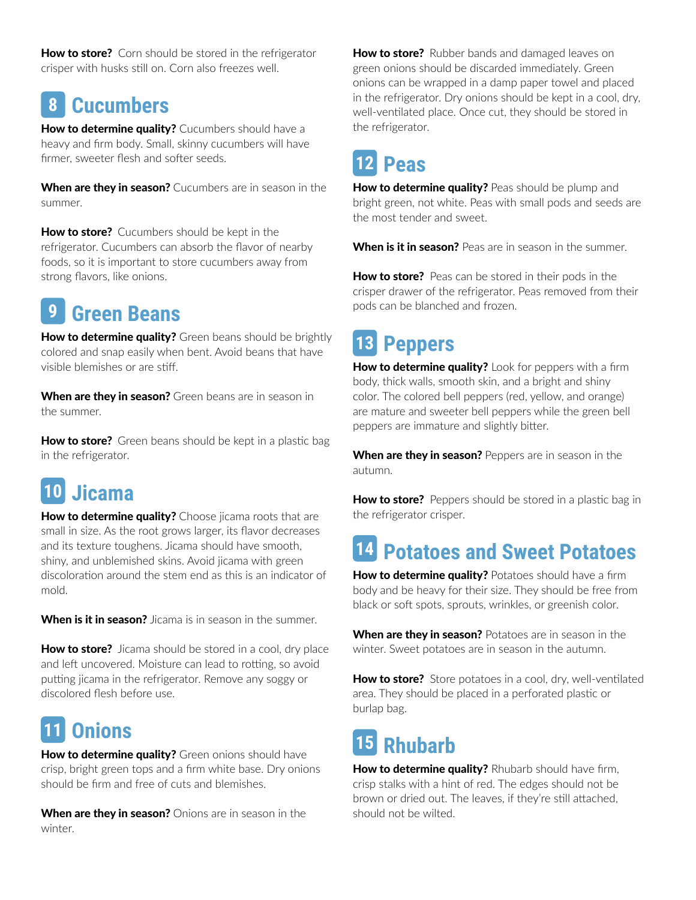**How to store?** Corn should be stored in the refrigerator crisper with husks still on. Corn also freezes well.

## 8 Cucumbers

**How to determine quality?** Cucumbers should have a heavy and firm body. Small, skinny cucumbers will have firmer, sweeter flesh and softer seeds.

**When are they in season?** Cucumbers are in season in the summer.

**How to store?** Cucumbers should be kept in the refrigerator. Cucumbers can absorb the flavor of nearby foods, so it is important to store cucumbers away from strong flavors, like onions.

## 9 Green Beans

**How to determine quality?** Green beans should be brightly colored and snap easily when bent. Avoid beans that have visible blemishes or are stiff.

**When are they in season?** Green beans are in season in the summer.

**How to store?** Green beans should be kept in a plastic bag in the refrigerator.

## 10 Jicama

**How to determine quality?** Choose jicama roots that are small in size. As the root grows larger, its flavor decreases and its texture toughens. Jicama should have smooth, shiny, and unblemished skins. Avoid jicama with green discoloration around the stem end as this is an indicator of mold.

**When is it in season?** Jicama is in season in the summer.

**How to store?** Jicama should be stored in a cool, dry place and left uncovered. Moisture can lead to rotting, so avoid putting jicama in the refrigerator. Remove any soggy or discolored flesh before use.

## 11 Onions

**How to determine quality?** Green onions should have crisp, bright green tops and a firm white base. Dry onions should be firm and free of cuts and blemishes.

**When are they in season?** Onions are in season in the winter.

**How to store?** Rubber bands and damaged leaves on green onions should be discarded immediately. Green onions can be wrapped in a damp paper towel and placed in the refrigerator. Dry onions should be kept in a cool, dry, well-ventilated place. Once cut, they should be stored in the refrigerator.

## 12 Peas

**How to determine quality?** Peas should be plump and bright green, not white. Peas with small pods and seeds are the most tender and sweet.

**When is it in season?** Peas are in season in the summer.

**How to store?** Peas can be stored in their pods in the crisper drawer of the refrigerator. Peas removed from their pods can be blanched and frozen.

## 13 Peppers

**How to determine quality?** Look for peppers with a firm body, thick walls, smooth skin, and a bright and shiny color. The colored bell peppers (red, yellow, and orange) are mature and sweeter bell peppers while the green bell peppers are immature and slightly bitter.

**When are they in season?** Peppers are in season in the autumn.

**How to store?** Peppers should be stored in a plastic bag in the refrigerator crisper.

## 14 Potatoes and Sweet Potatoes

**How to determine quality?** Potatoes should have a firm body and be heavy for their size. They should be free from black or soft spots, sprouts, wrinkles, or greenish color.

**When are they in season?** Potatoes are in season in the winter. Sweet potatoes are in season in the autumn.

**How to store?** Store potatoes in a cool, dry, well-ventilated area. They should be placed in a perforated plastic or burlap bag.

## 15 Rhubarb

**How to determine quality?** Rhubarb should have firm, crisp stalks with a hint of red. The edges should not be brown or dried out. The leaves, if they're still attached, should not be wilted.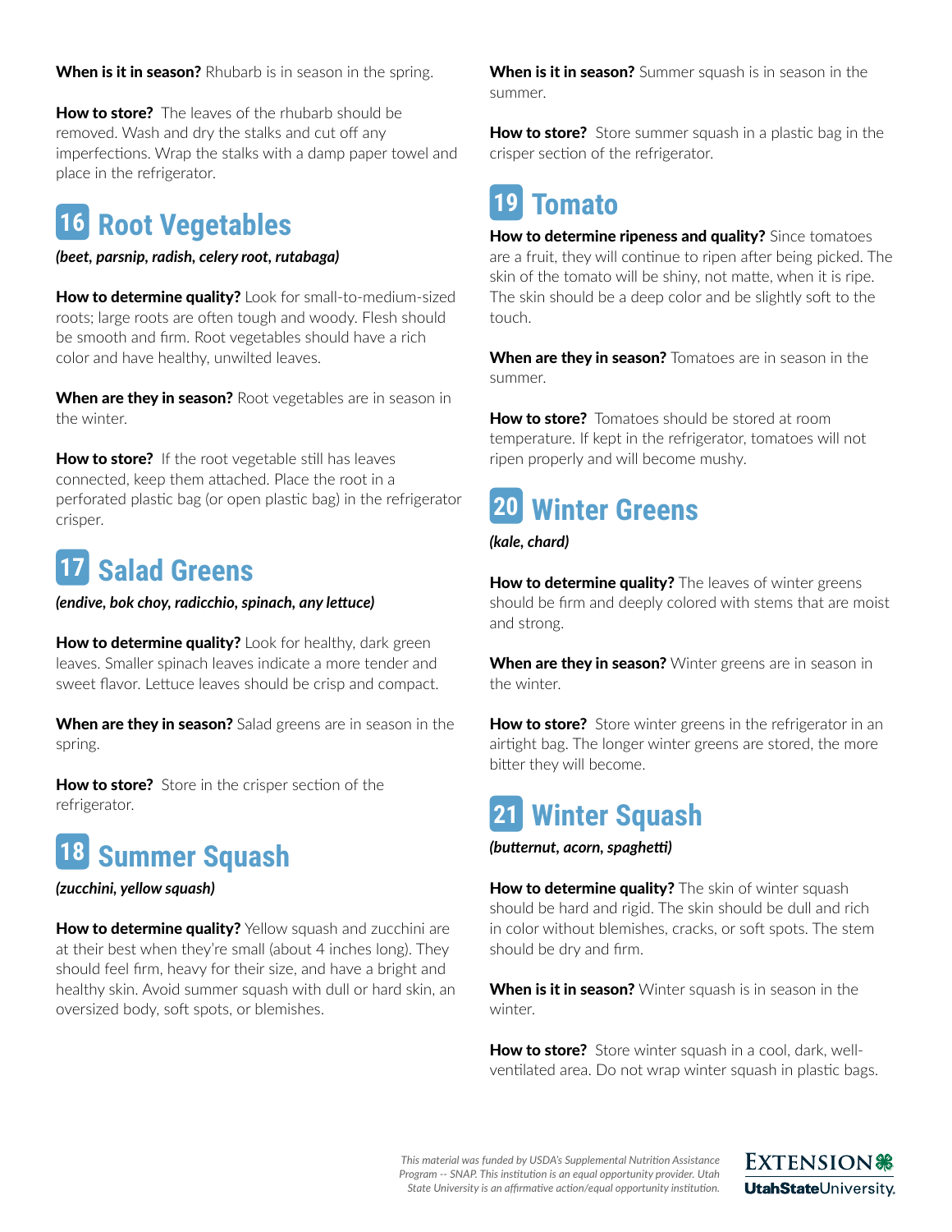**When is it in season?** Rhubarb is in season in the spring.

**How to store?** The leaves of the rhubarb should be removed. Wash and dry the stalks and cut off any imperfections. Wrap the stalks with a damp paper towel and place in the refrigerator.

## 16 Root Vegetables

***(beet, parsnip, radish, celery root, rutabaga)***

**How to determine quality?** Look for small-to-medium-sized roots; large roots are often tough and woody. Flesh should be smooth and firm. Root vegetables should have a rich color and have healthy, unwilted leaves.

**When are they in season?** Root vegetables are in season in the winter.

**How to store?** If the root vegetable still has leaves connected, keep them attached. Place the root in a perforated plastic bag (or open plastic bag) in the refrigerator crisper.

## 17 Salad Greens

***(endive, bok choy, radicchio, spinach, any lettuce)***

**How to determine quality?** Look for healthy, dark green leaves. Smaller spinach leaves indicate a more tender and sweet flavor. Lettuce leaves should be crisp and compact.

**When are they in season?** Salad greens are in season in the spring.

**How to store?** Store in the crisper section of the refrigerator.

## 18 Summer Squash

***(zucchini, yellow squash)***

**How to determine quality?** Yellow squash and zucchini are at their best when they're small (about 4 inches long). They should feel firm, heavy for their size, and have a bright and healthy skin. Avoid summer squash with dull or hard skin, an oversized body, soft spots, or blemishes.

**When is it in season?** Summer squash is in season in the summer.

**How to store?** Store summer squash in a plastic bag in the crisper section of the refrigerator.

## 19 Tomato

**How to determine ripeness and quality?** Since tomatoes are a fruit, they will continue to ripen after being picked. The skin of the tomato will be shiny, not matte, when it is ripe. The skin should be a deep color and be slightly soft to the touch.

**When are they in season?** Tomatoes are in season in the summer.

**How to store?** Tomatoes should be stored at room temperature. If kept in the refrigerator, tomatoes will not ripen properly and will become mushy.

## 20 Winter Greens

***(kale, chard)***

**How to determine quality?** The leaves of winter greens should be firm and deeply colored with stems that are moist and strong.

**When are they in season?** Winter greens are in season in the winter.

**How to store?** Store winter greens in the refrigerator in an airtight bag. The longer winter greens are stored, the more bitter they will become.

## 21 Winter Squash

***(butternut, acorn, spaghetti)***

**How to determine quality?** The skin of winter squash should be hard and rigid. The skin should be dull and rich in color without blemishes, cracks, or soft spots. The stem should be dry and firm.

**When is it in season?** Winter squash is in season in the winter.

**How to store?** Store winter squash in a cool, dark, well-ventilated area. Do not wrap winter squash in plastic bags.

*This material was funded by USDA's Supplemental Nutrition Assistance Program -- SNAP. This institution is an equal opportunity provider. Utah State University is an affirmative action/equal opportunity institution.*

EXTENSION UtahStateUniversity.